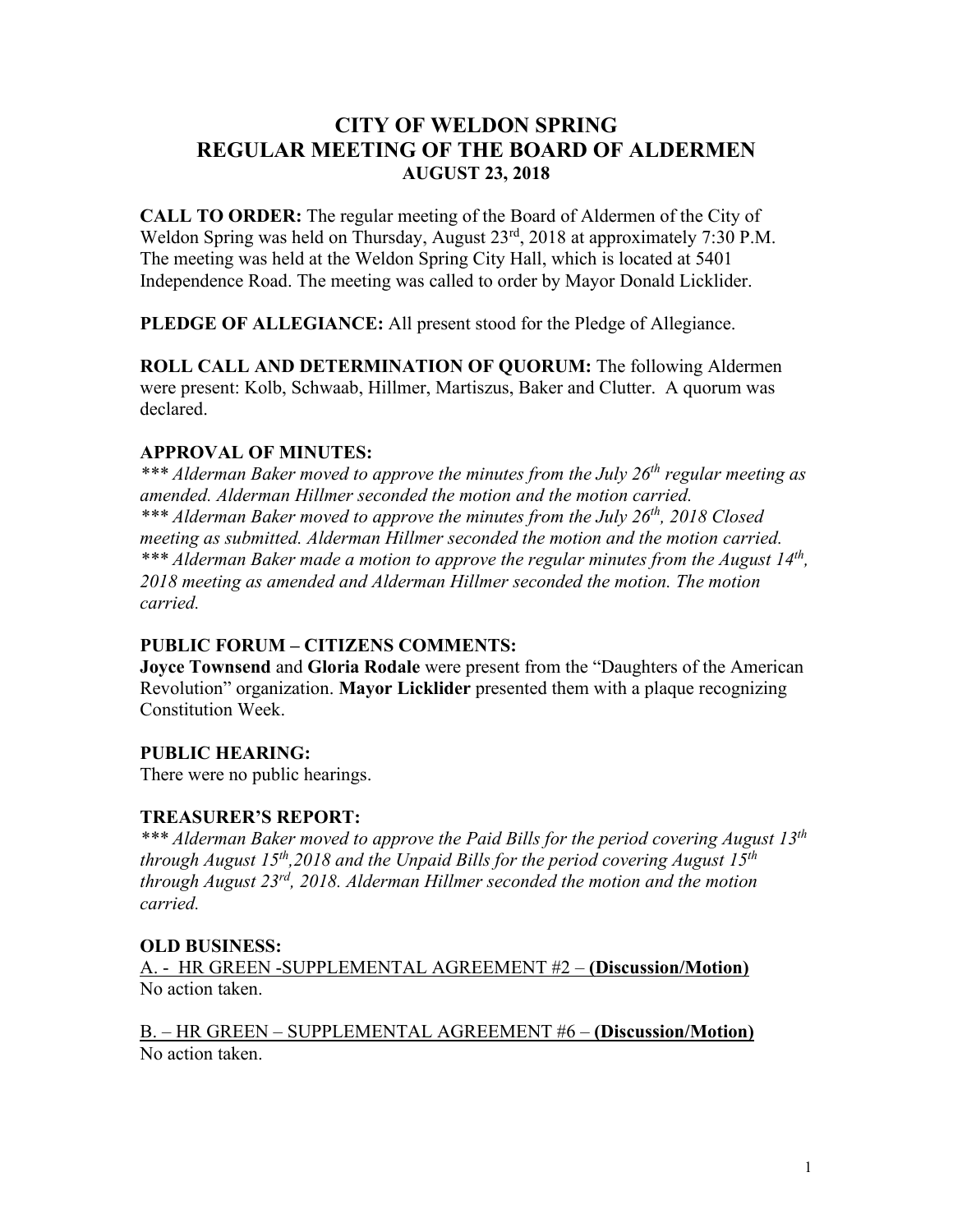# CITY OF WELDON SPRING
# REGULAR MEETING OF THE BOARD OF ALDERMEN
## AUGUST 23, 2018

**CALL TO ORDER:** The regular meeting of the Board of Aldermen of the City of Weldon Spring was held on Thursday, August 23rd, 2018 at approximately 7:30 P.M. The meeting was held at the Weldon Spring City Hall, which is located at 5401 Independence Road. The meeting was called to order by Mayor Donald Licklider.

**PLEDGE OF ALLEGIANCE:** All present stood for the Pledge of Allegiance.

**ROLL CALL AND DETERMINATION OF QUORUM:** The following Aldermen were present: Kolb, Schwaab, Hillmer, Martiszus, Baker and Clutter. A quorum was declared.

### APPROVAL OF MINUTES:

*\*\*\* Alderman Baker moved to approve the minutes from the July 26th regular meeting as amended. Alderman Hillmer seconded the motion and the motion carried.*
*\*\*\* Alderman Baker moved to approve the minutes from the July 26th, 2018 Closed meeting as submitted. Alderman Hillmer seconded the motion and the motion carried.*
*\*\*\* Alderman Baker made a motion to approve the regular minutes from the August 14th, 2018 meeting as amended and Alderman Hillmer seconded the motion. The motion carried.*

### PUBLIC FORUM – CITIZENS COMMENTS:

**Joyce Townsend** and **Gloria Rodale** were present from the "Daughters of the American Revolution" organization. **Mayor Licklider** presented them with a plaque recognizing Constitution Week.

### PUBLIC HEARING:

There were no public hearings.

### TREASURER'S REPORT:

*\*\*\* Alderman Baker moved to approve the Paid Bills for the period covering August 13th through August 15th,2018 and the Unpaid Bills for the period covering August 15th through August 23rd, 2018. Alderman Hillmer seconded the motion and the motion carried.*

### OLD BUSINESS:

A. - HR GREEN -SUPPLEMENTAL AGREEMENT #2 – **(Discussion/Motion)**
No action taken.

B. – HR GREEN – SUPPLEMENTAL AGREEMENT #6 – **(Discussion/Motion)**
No action taken.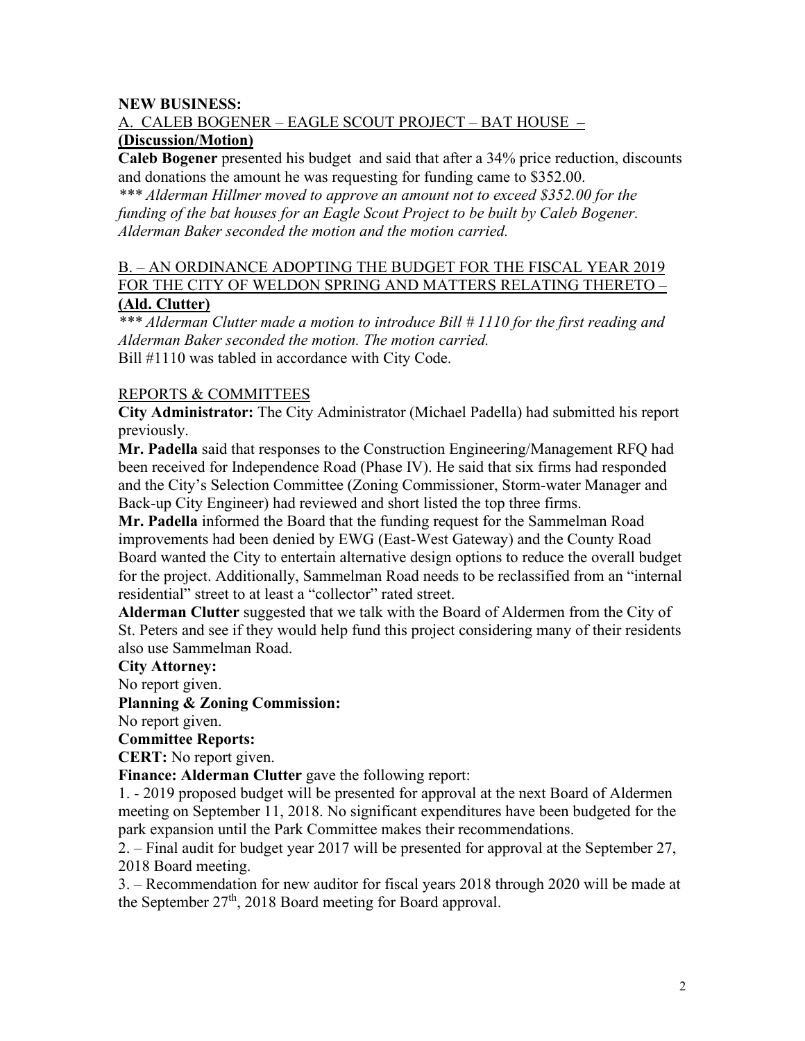**NEW BUSINESS:**

A. CALEB BOGENER – EAGLE SCOUT PROJECT – BAT HOUSE –
**(Discussion/Motion)**

**Caleb Bogener** presented his budget and said that after a 34% price reduction, discounts and donations the amount he was requesting for funding came to $352.00.

*\*\*\* Alderman Hillmer moved to approve an amount not to exceed $352.00 for the funding of the bat houses for an Eagle Scout Project to be built by Caleb Bogener. Alderman Baker seconded the motion and the motion carried.*

B. – AN ORDINANCE ADOPTING THE BUDGET FOR THE FISCAL YEAR 2019 FOR THE CITY OF WELDON SPRING AND MATTERS RELATING THERETO –
**(Ald. Clutter)**

*\*\*\* Alderman Clutter made a motion to introduce Bill # 1110 for the first reading and Alderman Baker seconded the motion. The motion carried.*

Bill #1110 was tabled in accordance with City Code.

REPORTS & COMMITTEES

**City Administrator:** The City Administrator (Michael Padella) had submitted his report previously.

**Mr. Padella** said that responses to the Construction Engineering/Management RFQ had been received for Independence Road (Phase IV). He said that six firms had responded and the City's Selection Committee (Zoning Commissioner, Storm-water Manager and Back-up City Engineer) had reviewed and short listed the top three firms.

**Mr. Padella** informed the Board that the funding request for the Sammelman Road improvements had been denied by EWG (East-West Gateway) and the County Road Board wanted the City to entertain alternative design options to reduce the overall budget for the project. Additionally, Sammelman Road needs to be reclassified from an "internal residential" street to at least a "collector" rated street.

**Alderman Clutter** suggested that we talk with the Board of Aldermen from the City of St. Peters and see if they would help fund this project considering many of their residents also use Sammelman Road.

**City Attorney:**

No report given.

**Planning & Zoning Commission:**

No report given.

**Committee Reports:**

**CERT:** No report given.

**Finance: Alderman Clutter** gave the following report:

1\. - 2019 proposed budget will be presented for approval at the next Board of Aldermen meeting on September 11, 2018. No significant expenditures have been budgeted for the park expansion until the Park Committee makes their recommendations.

2\. – Final audit for budget year 2017 will be presented for approval at the September 27, 2018 Board meeting.

3\. – Recommendation for new auditor for fiscal years 2018 through 2020 will be made at the September 27th, 2018 Board meeting for Board approval.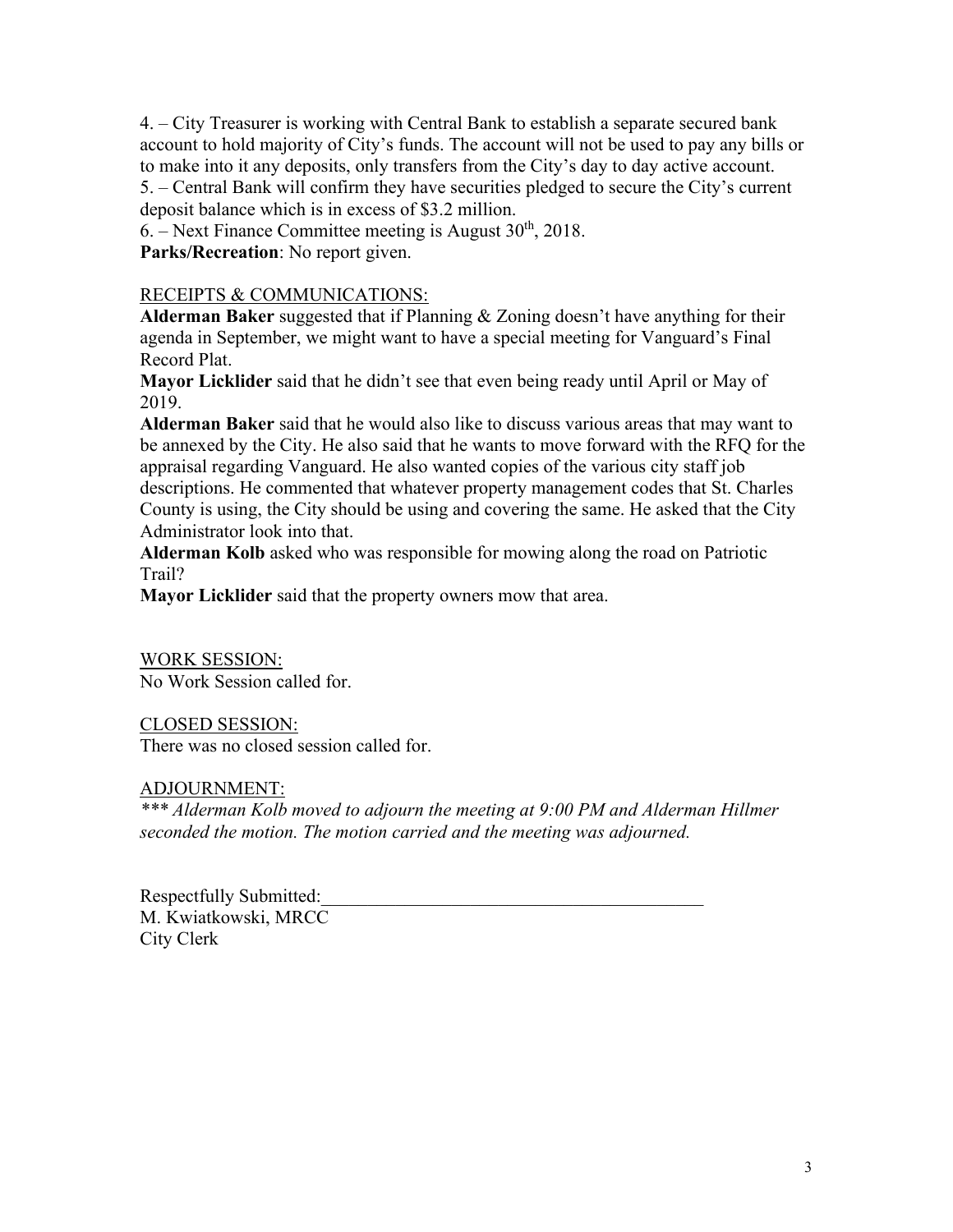4. – City Treasurer is working with Central Bank to establish a separate secured bank account to hold majority of City's funds. The account will not be used to pay any bills or to make into it any deposits, only transfers from the City's day to day active account.
5. – Central Bank will confirm they have securities pledged to secure the City's current deposit balance which is in excess of $3.2 million.
6. – Next Finance Committee meeting is August 30th, 2018.

**Parks/Recreation**: No report given.

RECEIPTS & COMMUNICATIONS:

**Alderman Baker** suggested that if Planning & Zoning doesn't have anything for their agenda in September, we might want to have a special meeting for Vanguard's Final Record Plat.

**Mayor Licklider** said that he didn't see that even being ready until April or May of 2019.

**Alderman Baker** said that he would also like to discuss various areas that may want to be annexed by the City. He also said that he wants to move forward with the RFQ for the appraisal regarding Vanguard. He also wanted copies of the various city staff job descriptions. He commented that whatever property management codes that St. Charles County is using, the City should be using and covering the same. He asked that the City Administrator look into that.

**Alderman Kolb** asked who was responsible for mowing along the road on Patriotic Trail?

**Mayor Licklider** said that the property owners mow that area.

WORK SESSION:

No Work Session called for.

CLOSED SESSION:

There was no closed session called for.

ADJOURNMENT:

*\*\*\* Alderman Kolb moved to adjourn the meeting at 9:00 PM and Alderman Hillmer seconded the motion. The motion carried and the meeting was adjourned.*

Respectfully Submitted:\_\_\_\_\_\_\_\_\_\_\_\_\_\_\_\_\_\_\_\_\_\_\_\_\_\_\_\_\_\_\_\_\_\_\_\_\_\_\_\_\_\_
M. Kwiatkowski, MRCC
City Clerk